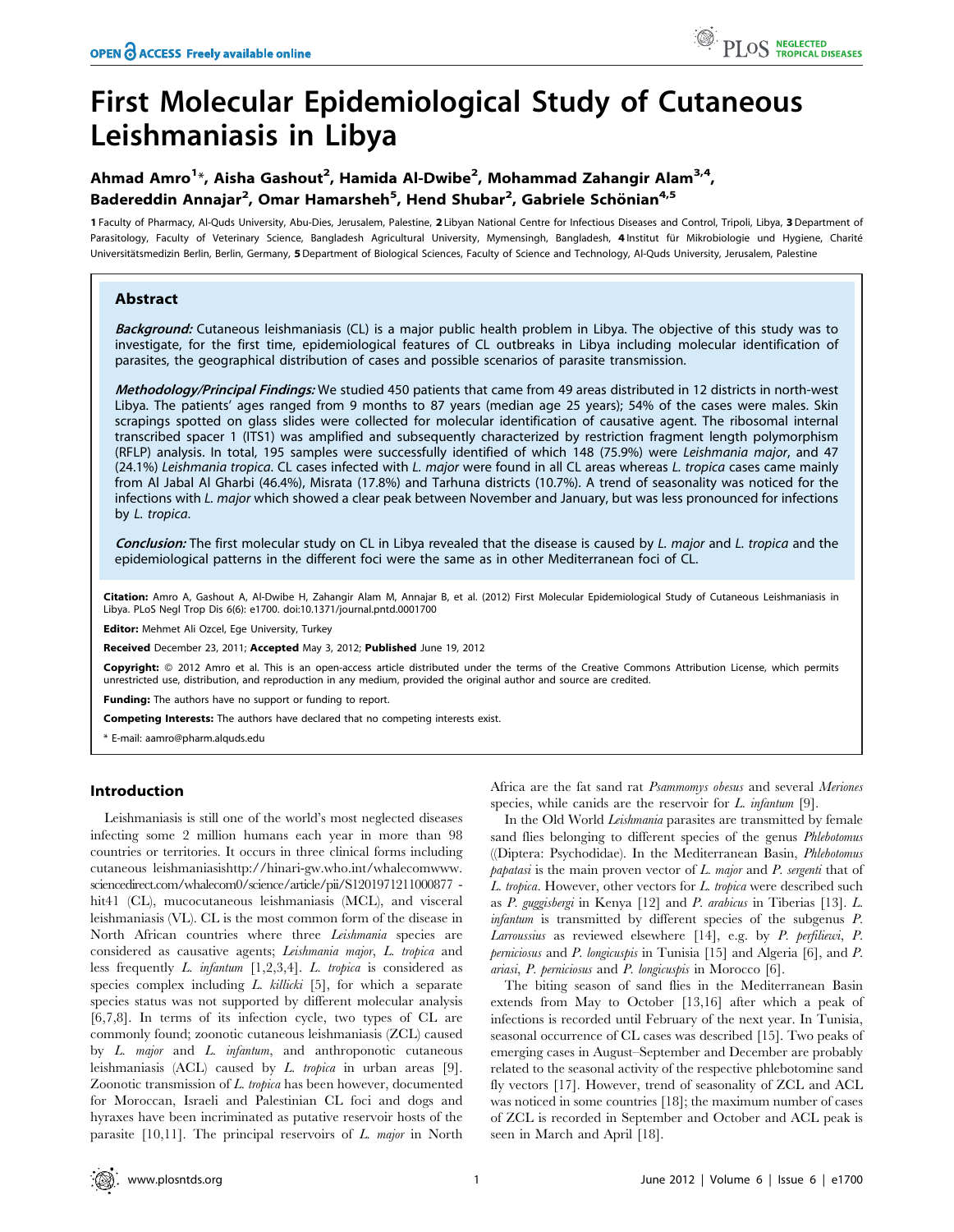# First Molecular Epidemiological Study of Cutaneous Leishmaniasis in Libya

**Ahmad Amro[1]\*, Aisha Gashout[2], Hamida Al-Dwibe[2], Mohammad Zahangir Alam[3,4], Badereddin Annajar[2], Omar Hamarsheh[5], Hend Shubar[2], Gabriele Schönian[4,5]**

1 Faculty of Pharmacy, Al-Quds University, Abu-Dies, Jerusalem, Palestine, 2 Libyan National Centre for Infectious Diseases and Control, Tripoli, Libya, 3 Department of Parasitology, Faculty of Veterinary Science, Bangladesh Agricultural University, Mymensingh, Bangladesh, 4 Institut für Mikrobiologie und Hygiene, Charité Universitätsmedizin Berlin, Berlin, Germany, 5 Department of Biological Sciences, Faculty of Science and Technology, Al-Quds University, Jerusalem, Palestine

## Abstract

***Background:*** Cutaneous leishmaniasis (CL) is a major public health problem in Libya. The objective of this study was to investigate, for the first time, epidemiological features of CL outbreaks in Libya including molecular identification of parasites, the geographical distribution of cases and possible scenarios of parasite transmission.

***Methodology/Principal Findings:*** We studied 450 patients that came from 49 areas distributed in 12 districts in north-west Libya. The patients' ages ranged from 9 months to 87 years (median age 25 years); 54% of the cases were males. Skin scrapings spotted on glass slides were collected for molecular identification of causative agent. The ribosomal internal transcribed spacer 1 (ITS1) was amplified and subsequently characterized by restriction fragment length polymorphism (RFLP) analysis. In total, 195 samples were successfully identified of which 148 (75.9%) were *Leishmania major*, and 47 (24.1%) *Leishmania tropica*. CL cases infected with *L. major* were found in all CL areas whereas *L. tropica* cases came mainly from Al Jabal Al Gharbi (46.4%), Misrata (17.8%) and Tarhuna districts (10.7%). A trend of seasonality was noticed for the infections with *L. major* which showed a clear peak between November and January, but was less pronounced for infections by *L. tropica*.

***Conclusion:*** The first molecular study on CL in Libya revealed that the disease is caused by *L. major* and *L. tropica* and the epidemiological patterns in the different foci were the same as in other Mediterranean foci of CL.

**Citation:** Amro A, Gashout A, Al-Dwibe H, Zahangir Alam M, Annajar B, et al. (2012) First Molecular Epidemiological Study of Cutaneous Leishmaniasis in Libya. PLoS Negl Trop Dis 6(6): e1700. doi:10.1371/journal.pntd.0001700

**Editor:** Mehmet Ali Ozcel, Ege University, Turkey

**Received** December 23, 2011; **Accepted** May 3, 2012; **Published** June 19, 2012

**Copyright:** © 2012 Amro et al. This is an open-access article distributed under the terms of the Creative Commons Attribution License, which permits unrestricted use, distribution, and reproduction in any medium, provided the original author and source are credited.

**Funding:** The authors have no support or funding to report.

**Competing Interests:** The authors have declared that no competing interests exist.

\* E-mail: aamro@pharm.alquds.edu

## Introduction

Leishmaniasis is still one of the world's most neglected diseases infecting some 2 million humans each year in more than 98 countries or territories. It occurs in three clinical forms including cutaneous leishmaniasishttp://hinari-gw.who.int/whalecomwww.sciencedirect.com/whalecom0/science/article/pii/S1201971211000877 - hit41 (CL), mucocutaneous leishmaniasis (MCL), and visceral leishmaniasis (VL). CL is the most common form of the disease in North African countries where three *Leishmania* species are considered as causative agents; *Leishmania major*, *L. tropica* and less frequently *L. infantum* [1,2,3,4]. *L. tropica* is considered as species complex including *L. killicki* [5], for which a separate species status was not supported by different molecular analysis [6,7,8]. In terms of its infection cycle, two types of CL are commonly found; zoonotic cutaneous leishmaniasis (ZCL) caused by *L. major* and *L. infantum*, and anthroponotic cutaneous leishmaniasis (ACL) caused by *L. tropica* in urban areas [9]. Zoonotic transmission of *L. tropica* has been however, documented for Moroccan, Israeli and Palestinian CL foci and dogs and hyraxes have been incriminated as putative reservoir hosts of the parasite [10,11]. The principal reservoirs of *L. major* in North Africa are the fat sand rat *Psammomys obesus* and several *Meriones* species, while canids are the reservoir for *L. infantum* [9].

In the Old World *Leishmania* parasites are transmitted by female sand flies belonging to different species of the genus *Phlebotomus* ((Diptera: Psychodidae). In the Mediterranean Basin, *Phlebotomus papatasi* is the main proven vector of *L. major* and *P. sergenti* that of *L. tropica*. However, other vectors for *L. tropica* were described such as *P. guggisbergi* in Kenya [12] and *P. arabicus* in Tiberias [13]. *L. infantum* is transmitted by different species of the subgenus *P. Larroussius* as reviewed elsewhere [14], e.g. by *P. perfiliewi*, *P. perniciosus* and *P. longicuspis* in Tunisia [15] and Algeria [6], and *P. ariasi*, *P. perniciosus* and *P. longicuspis* in Morocco [6].

The biting season of sand flies in the Mediterranean Basin extends from May to October [13,16] after which a peak of infections is recorded until February of the next year. In Tunisia, seasonal occurrence of CL cases was described [15]. Two peaks of emerging cases in August–September and December are probably related to the seasonal activity of the respective phlebotomine sand fly vectors [17]. However, trend of seasonality of ZCL and ACL was noticed in some countries [18]; the maximum number of cases of ZCL is recorded in September and October and ACL peak is seen in March and April [18].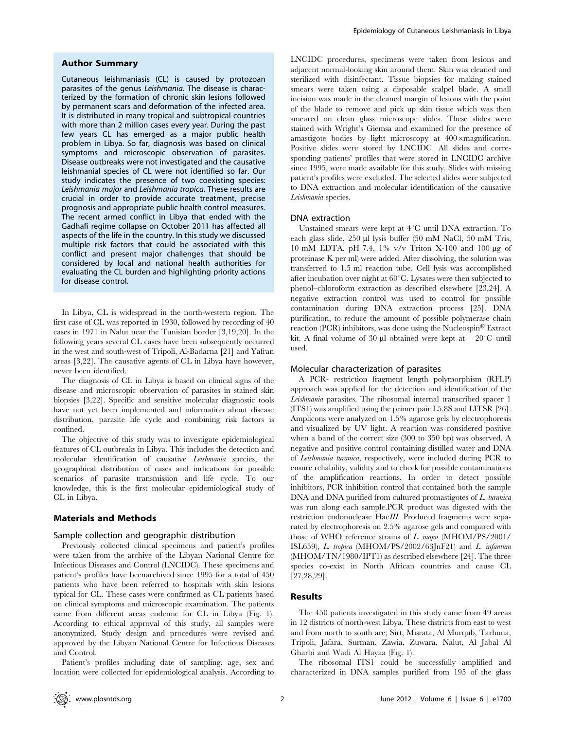## Author Summary

Cutaneous leishmaniasis (CL) is caused by protozoan parasites of the genus *Leishmania*. The disease is characterized by the formation of chronic skin lesions followed by permanent scars and deformation of the infected area. It is distributed in many tropical and subtropical countries with more than 2 million cases every year. During the past few years CL has emerged as a major public health problem in Libya. So far, diagnosis was based on clinical symptoms and microscopic observation of parasites. Disease outbreaks were not investigated and the causative leishmanial species of CL were not identified so far. Our study indicates the presence of two coexisting species: *Leishmania major* and *Leishmania tropica*. These results are crucial in order to provide accurate treatment, precise prognosis and appropriate public health control measures. The recent armed conflict in Libya that ended with the Gadhafi regime collapse on October 2011 has affected all aspects of the life in the country. In this study we discussed multiple risk factors that could be associated with this conflict and present major challenges that should be considered by local and national health authorities for evaluating the CL burden and highlighting priority actions for disease control.

In Libya, CL is widespread in the north-western region. The first case of CL was reported in 1930, followed by recording of 40 cases in 1971 in Nalut near the Tunisian border [3,19,20]. In the following years several CL cases have been subsequently occurred in the west and south-west of Tripoli, Al-Badarna [21] and Yafran areas [3,22]. The causative agents of CL in Libya have however, never been identified.

The diagnosis of CL in Libya is based on clinical signs of the disease and microscopic observation of parasites in stained skin biopsies [3,22]. Specific and sensitive molecular diagnostic tools have not yet been implemented and information about disease distribution, parasite life cycle and combining risk factors is confined.

The objective of this study was to investigate epidemiological features of CL outbreaks in Libya. This includes the detection and molecular identification of causative *Leishmania* species, the geographical distribution of cases and indications for possible scenarios of parasite transmission and life cycle. To our knowledge, this is the first molecular epidemiological study of CL in Libya.

## Materials and Methods

### Sample collection and geographic distribution

Previously collected clinical specimens and patient's profiles were taken from the archive of the Libyan National Centre for Infectious Diseases and Control (LNCIDC). These specimens and patient's profiles have beenarchived since 1995 for a total of 450 patients who have been referred to hospitals with skin lesions typical for CL. These cases were confirmed as CL patients based on clinical symptoms and microscopic examination. The patients came from different areas endemic for CL in Libya (Fig. 1). According to ethical approval of this study, all samples were anonymized. Study design and procedures were revised and approved by the Libyan National Centre for Infectious Diseases and Control.

Patient's profiles including date of sampling, age, sex and location were collected for epidemiological analysis. According to LNCIDC procedures, specimens were taken from lesions and adjacent normal-looking skin around them. Skin was cleaned and sterilized with disinfectant. Tissue biopsies for making stained smears were taken using a disposable scalpel blade. A small incision was made in the cleaned margin of lesions with the point of the blade to remove and pick up skin tissue which was then smeared on clean glass microscope slides. These slides were stained with Wright's Giemsa and examined for the presence of amastigote bodies by light microscopy at 400×magnification. Positive slides were stored by LNCIDC. All slides and corresponding patients' profiles that were stored in LNCIDC archive since 1995, were made available for this study. Slides with missing patient's profiles were excluded. The selected slides were subjected to DNA extraction and molecular identification of the causative *Leishmania* species.

### DNA extraction

Unstained smears were kept at 4°C until DNA extraction. To each glass slide, 250 µl lysis buffer (50 mM NaCl, 50 mM Tris, 10 mM EDTA, pH 7.4, 1% v/v Triton X-100 and 100 µg of proteinase K per ml) were added. After dissolving, the solution was transferred to 1.5 ml reaction tube. Cell lysis was accomplished after incubation over night at 60°C. Lysates were then subjected to phenol–chloroform extraction as described elsewhere [23,24]. A negative extraction control was used to control for possible contamination during DNA extraction process [25]. DNA purification, to reduce the amount of possible polymerase chain reaction (PCR) inhibitors, was done using the Nucleospin® Extract kit. A final volume of 30 µl obtained were kept at −20°C until used.

### Molecular characterization of parasites

A PCR- restriction fragment length polymorphism (RFLP) approach was applied for the detection and identification of the *Leishmania* parasites. The ribosomal internal transcribed spacer 1 (ITS1) was amplified using the primer pair L5.8S and LITSR [26]. Amplicons were analyzed on 1.5% agarose gels by electrophoresis and visualized by UV light. A reaction was considered positive when a band of the correct size (300 to 350 bp) was observed. A negative and positive control containing distilled water and DNA of *Leishmania turanica*, respectively, were included during PCR to ensure reliability, validity and to check for possible contaminations of the amplification reactions. In order to detect possible inhibitors, PCR inhibition control that contained both the sample DNA and DNA purified from cultured promastigotes of *L. turanica* was run along each sample.PCR product was digested with the restriction endonuclease Hae*III*. Produced fragments were separated by electrophoresis on 2.5% agarose gels and compared with those of WHO reference strains of *L. major* (MHOM/PS/2001/ISL659), *L. tropica* (MHOM/PS/2002/63JnF21) and *L. infantum* (MHOM/TN/1980/IPT1) as described elsewhere [24]. The three species co-exist in North African countries and cause CL [27,28,29].

## Results

The 450 patients investigated in this study came from 49 areas in 12 districts of north-west Libya. These districts from east to west and from north to south are; Sirt, Misrata, Al Murqub, Tarhuna, Tripoli, Jafara, Surman, Zawia, Zuwara, Nalut, Al Jabal Al Gharbi and Wadi Al Hayaa (Fig. 1).

The ribosomal ITS1 could be successfully amplified and characterized in DNA samples purified from 195 of the glass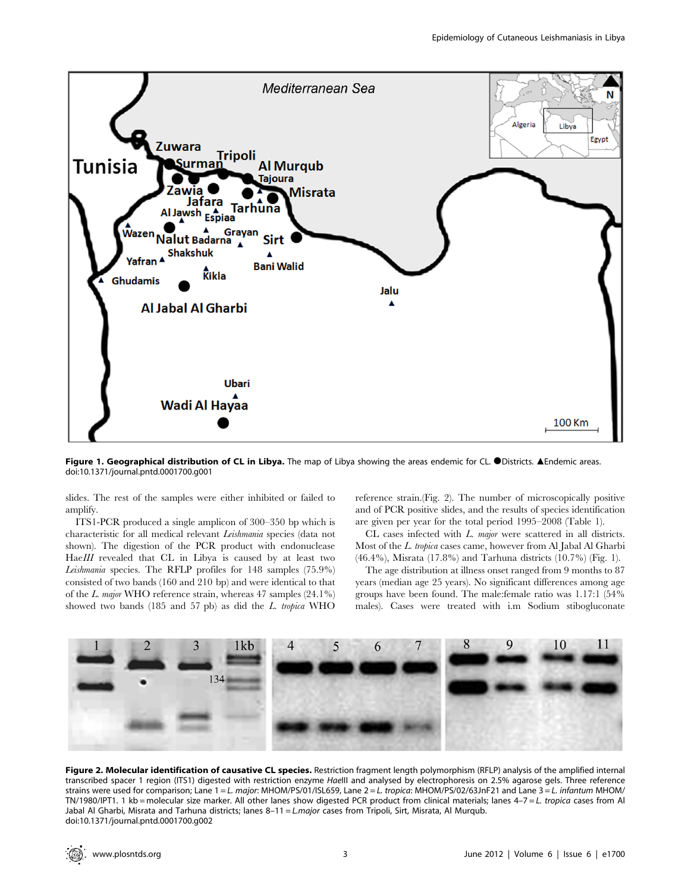**Figure 1. Geographical distribution of CL in Libya.** The map of Libya showing the areas endemic for CL. ●Districts. ▲Endemic areas. doi:10.1371/journal.pntd.0001700.g001

slides. The rest of the samples were either inhibited or failed to amplify.

ITS1-PCR produced a single amplicon of 300–350 bp which is characteristic for all medical relevant *Leishmania* species (data not shown). The digestion of the PCR product with endonuclease Hae*III* revealed that CL in Libya is caused by at least two *Leishmania* species. The RFLP profiles for 148 samples (75.9%) consisted of two bands (160 and 210 bp) and were identical to that of the *L. major* WHO reference strain, whereas 47 samples (24.1%) showed two bands (185 and 57 pb) as did the *L. tropica* WHO reference strain.(Fig. 2). The number of microscopically positive and of PCR positive slides, and the results of species identification are given per year for the total period 1995–2008 (Table 1).

CL cases infected with *L. major* were scattered in all districts. Most of the *L. tropica* cases came, however from Al Jabal Al Gharbi (46.4%), Misrata (17.8%) and Tarhuna districts (10.7%) (Fig. 1).

The age distribution at illness onset ranged from 9 months to 87 years (median age 25 years). No significant differences among age groups have been found. The male:female ratio was 1.17:1 (54% males). Cases were treated with i.m Sodium stibogluconate

**Figure 2. Molecular identification of causative CL species.** Restriction fragment length polymorphism (RFLP) analysis of the amplified internal transcribed spacer 1 region (ITS1) digested with restriction enzyme *HaeIII* and analysed by electrophoresis on 2.5% agarose gels. Three reference strains were used for comparison; Lane 1 = *L. major*: MHOM/PS/01/ISL659, Lane 2 = *L. tropica*: MHOM/PS/02/63JnF21 and Lane 3 = *L. infantum* MHOM/TN/1980/IPT1. 1 kb = molecular size marker. All other lanes show digested PCR product from clinical materials; lanes 4–7 = *L. tropica* cases from Al Jabal Al Gharbi, Misrata and Tarhuna districts; lanes 8–11 = *L.major* cases from Tripoli, Sirt, Misrata, Al Murqub. doi:10.1371/journal.pntd.0001700.g002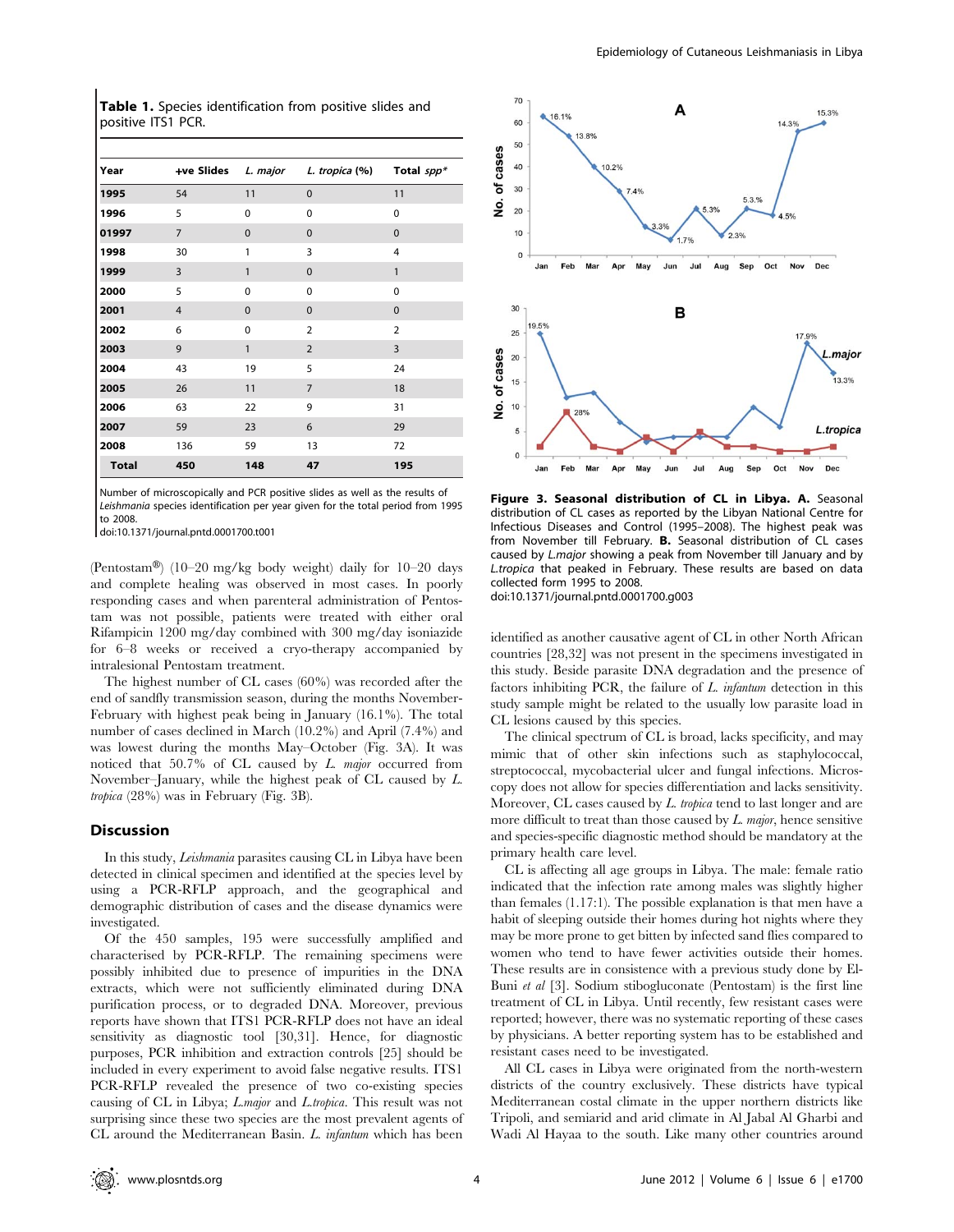**Table 1.** Species identification from positive slides and positive ITS1 PCR.

| Year | +ve Slides | *L. major* | *L. tropica* (%) | Total *spp\** |
|---|---|---|---|---|
| **1995** | 54 | 11 | 0 | 11 |
| **1996** | 5 | 0 | 0 | 0 |
| **01997** | 7 | 0 | 0 | 0 |
| **1998** | 30 | 1 | 3 | 4 |
| **1999** | 3 | 1 | 0 | 1 |
| **2000** | 5 | 0 | 0 | 0 |
| **2001** | 4 | 0 | 0 | 0 |
| **2002** | 6 | 0 | 2 | 2 |
| **2003** | 9 | 1 | 2 | 3 |
| **2004** | 43 | 19 | 5 | 24 |
| **2005** | 26 | 11 | 7 | 18 |
| **2006** | 63 | 22 | 9 | 31 |
| **2007** | 59 | 23 | 6 | 29 |
| **2008** | 136 | 59 | 13 | 72 |
| **Total** | **450** | **148** | **47** | **195** |

Number of microscopically and PCR positive slides as well as the results of *Leishmania* species identification per year given for the total period from 1995 to 2008.
doi:10.1371/journal.pntd.0001700.t001

(Pentostam®) (10–20 mg/kg body weight) daily for 10–20 days and complete healing was observed in most cases. In poorly responding cases and when parenteral administration of Pentostam was not possible, patients were treated with either oral Rifampicin 1200 mg/day combined with 300 mg/day isoniazide for 6–8 weeks or received a cryo-therapy accompanied by intralesional Pentostam treatment.

The highest number of CL cases (60%) was recorded after the end of sandfly transmission season, during the months November-February with highest peak being in January (16.1%). The total number of cases declined in March (10.2%) and April (7.4%) and was lowest during the months May–October (Fig. 3A). It was noticed that 50.7% of CL caused by *L. major* occurred from November–January, while the highest peak of CL caused by *L. tropica* (28%) was in February (Fig. 3B).

A

No. of cases

70 60 50 40 30 20 10 0

Jan Feb Mar Apr May Jun Jul Aug Sep Oct Nov Dec

16.1% 13.8% 10.2% 7.4% 3.3% 1.7% 5.3% 2.3% 5.3% 4.5% 14.3% 15.3%

B

No. of cases

30 25 20 15 10 5 0

Jan Feb Mar Apr May Jun Jul Aug Sep Oct Nov Dec

19.5% 28% 17.9% 13.3%

L.major

L.tropica

**Figure 3. Seasonal distribution of CL in Libya. A.** Seasonal distribution of CL cases as reported by the Libyan National Centre for Infectious Diseases and Control (1995–2008). The highest peak was from November till February. **B.** Seasonal distribution of CL cases caused by *L.major* showing a peak from November till January and by *L.tropica* that peaked in February. These results are based on data collected form 1995 to 2008.
doi:10.1371/journal.pntd.0001700.g003

## Discussion

In this study, *Leishmania* parasites causing CL in Libya have been detected in clinical specimen and identified at the species level by using a PCR-RFLP approach, and the geographical and demographic distribution of cases and the disease dynamics were investigated.

Of the 450 samples, 195 were successfully amplified and characterised by PCR-RFLP. The remaining specimens were possibly inhibited due to presence of impurities in the DNA extracts, which were not sufficiently eliminated during DNA purification process, or to degraded DNA. Moreover, previous reports have shown that ITS1 PCR-RFLP does not have an ideal sensitivity as diagnostic tool [30,31]. Hence, for diagnostic purposes, PCR inhibition and extraction controls [25] should be included in every experiment to avoid false negative results. ITS1 PCR-RFLP revealed the presence of two co-existing species causing of CL in Libya; *L.major* and *L.tropica*. This result was not surprising since these two species are the most prevalent agents of CL around the Mediterranean Basin. *L. infantum* which has been identified as another causative agent of CL in other North African countries [28,32] was not present in the specimens investigated in this study. Beside parasite DNA degradation and the presence of factors inhibiting PCR, the failure of *L. infantum* detection in this study sample might be related to the usually low parasite load in CL lesions caused by this species.

The clinical spectrum of CL is broad, lacks specificity, and may mimic that of other skin infections such as staphylococcal, streptococcal, mycobacterial ulcer and fungal infections. Microscopy does not allow for species differentiation and lacks sensitivity. Moreover, CL cases caused by *L. tropica* tend to last longer and are more difficult to treat than those caused by *L. major*, hence sensitive and species-specific diagnostic method should be mandatory at the primary health care level.

CL is affecting all age groups in Libya. The male: female ratio indicated that the infection rate among males was slightly higher than females (1.17:1). The possible explanation is that men have a habit of sleeping outside their homes during hot nights where they may be more prone to get bitten by infected sand flies compared to women who tend to have fewer activities outside their homes. These results are in consistence with a previous study done by El-Buni *et al* [3]. Sodium stibogluconate (Pentostam) is the first line treatment of CL in Libya. Until recently, few resistant cases were reported; however, there was no systematic reporting of these cases by physicians. A better reporting system has to be established and resistant cases need to be investigated.

All CL cases in Libya were originated from the north-western districts of the country exclusively. These districts have typical Mediterranean costal climate in the upper northern districts like Tripoli, and semiarid and arid climate in Al Jabal Al Gharbi and Wadi Al Hayaa to the south. Like many other countries around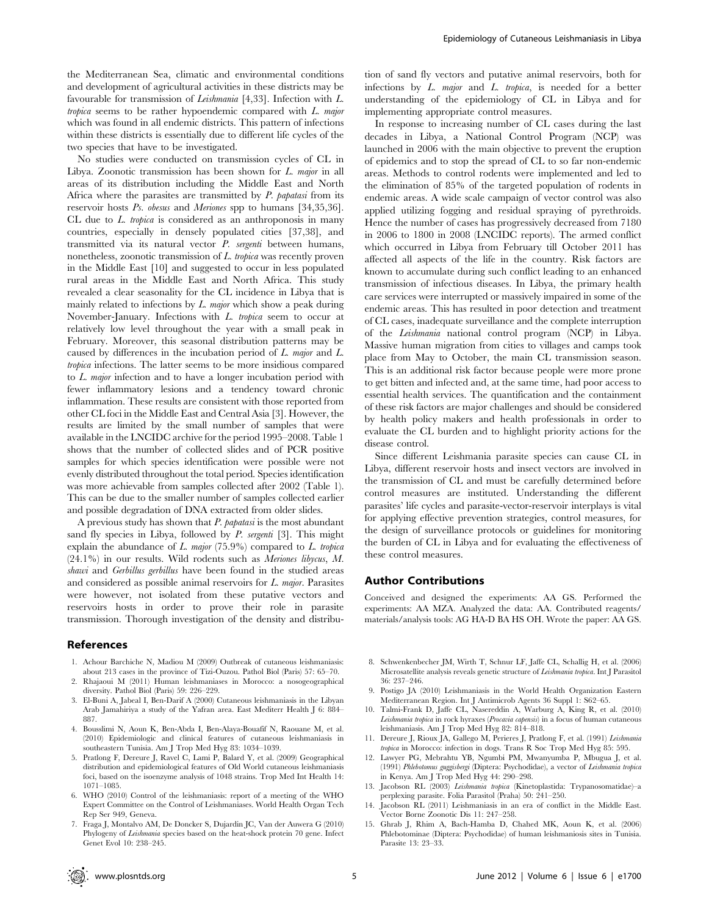the Mediterranean Sea, climatic and environmental conditions and development of agricultural activities in these districts may be favourable for transmission of *Leishmania* [4,33]. Infection with *L. tropica* seems to be rather hypoendemic compared with *L. major* which was found in all endemic districts. This pattern of infections within these districts is essentially due to different life cycles of the two species that have to be investigated.

No studies were conducted on transmission cycles of CL in Libya. Zoonotic transmission has been shown for *L. major* in all areas of its distribution including the Middle East and North Africa where the parasites are transmitted by *P. papatasi* from its reservoir hosts *Ps. obesus* and *Meriones* spp to humans [34,35,36]. CL due to *L. tropica* is considered as an anthroponosis in many countries, especially in densely populated cities [37,38], and transmitted via its natural vector *P. sergenti* between humans, nonetheless, zoonotic transmission of *L. tropica* was recently proven in the Middle East [10] and suggested to occur in less populated rural areas in the Middle East and North Africa. This study revealed a clear seasonality for the CL incidence in Libya that is mainly related to infections by *L. major* which show a peak during November-January. Infections with *L. tropica* seem to occur at relatively low level throughout the year with a small peak in February. Moreover, this seasonal distribution patterns may be caused by differences in the incubation period of *L. major* and *L. tropica* infections. The latter seems to be more insidious compared to *L. major* infection and to have a longer incubation period with fewer inflammatory lesions and a tendency toward chronic inflammation. These results are consistent with those reported from other CL foci in the Middle East and Central Asia [3]. However, the results are limited by the small number of samples that were available in the LNCIDC archive for the period 1995–2008. Table 1 shows that the number of collected slides and of PCR positive samples for which species identification were possible were not evenly distributed throughout the total period. Species identification was more achievable from samples collected after 2002 (Table 1). This can be due to the smaller number of samples collected earlier and possible degradation of DNA extracted from older slides.

A previous study has shown that *P. papatasi* is the most abundant sand fly species in Libya, followed by *P. sergenti* [3]. This might explain the abundance of *L. major* (75.9%) compared to *L. tropica* (24.1%) in our results. Wild rodents such as *Meriones libycus*, *M. shawi* and *Gerbillus gerbillus* have been found in the studied areas and considered as possible animal reservoirs for *L. major*. Parasites were however, not isolated from these putative vectors and reservoirs hosts in order to prove their role in parasite transmission. Thorough investigation of the density and distribution of sand fly vectors and putative animal reservoirs, both for infections by *L. major* and *L. tropica*, is needed for a better understanding of the epidemiology of CL in Libya and for implementing appropriate control measures.

In response to increasing number of CL cases during the last decades in Libya, a National Control Program (NCP) was launched in 2006 with the main objective to prevent the eruption of epidemics and to stop the spread of CL to so far non-endemic areas. Methods to control rodents were implemented and led to the elimination of 85% of the targeted population of rodents in endemic areas. A wide scale campaign of vector control was also applied utilizing fogging and residual spraying of pyrethroids. Hence the number of cases has progressively decreased from 7180 in 2006 to 1800 in 2008 (LNCIDC reports). The armed conflict which occurred in Libya from February till October 2011 has affected all aspects of the life in the country. Risk factors are known to accumulate during such conflict leading to an enhanced transmission of infectious diseases. In Libya, the primary health care services were interrupted or massively impaired in some of the endemic areas. This has resulted in poor detection and treatment of CL cases, inadequate surveillance and the complete interruption of the *Leishmania* national control program (NCP) in Libya. Massive human migration from cities to villages and camps took place from May to October, the main CL transmission season. This is an additional risk factor because people were more prone to get bitten and infected and, at the same time, had poor access to essential health services. The quantification and the containment of these risk factors are major challenges and should be considered by health policy makers and health professionals in order to evaluate the CL burden and to highlight priority actions for the disease control.

Since different Leishmania parasite species can cause CL in Libya, different reservoir hosts and insect vectors are involved in the transmission of CL and must be carefully determined before control measures are instituted. Understanding the different parasites' life cycles and parasite-vector-reservoir interplays is vital for applying effective prevention strategies, control measures, for the design of surveillance protocols or guidelines for monitoring the burden of CL in Libya and for evaluating the effectiveness of these control measures.

## Author Contributions

Conceived and designed the experiments: AA GS. Performed the experiments: AA MZA. Analyzed the data: AA. Contributed reagents/materials/analysis tools: AG HA-D BA HS OH. Wrote the paper: AA GS.

## References

1. Achour Barchiche N, Madiou M (2009) Outbreak of cutaneous leishmaniasis: about 213 cases in the province of Tizi-Ouzou. Pathol Biol (Paris) 57: 65–70.
2. Rhajaoui M (2011) Human leishmaniases in Morocco: a nosogeographical diversity. Pathol Biol (Paris) 59: 226–229.
3. El-Buni A, Jabeal I, Ben-Darif A (2000) Cutaneous leishmaniasis in the Libyan Arab Jamahiriya a study of the Yafran area. East Mediterr Health J 6: 884–887.
4. Bousslimi N, Aoun K, Ben-Abda I, Ben-Alaya-Bouafif N, Raouane M, et al. (2010) Epidemiologic and clinical features of cutaneous leishmaniasis in southeastern Tunisia. Am J Trop Med Hyg 83: 1034–1039.
5. Pratlong F, Dereure J, Ravel C, Lami P, Balard Y, et al. (2009) Geographical distribution and epidemiological features of Old World cutaneous leishmaniasis foci, based on the isoenzyme analysis of 1048 strains. Trop Med Int Health 14: 1071–1085.
6. WHO (2010) Control of the leishmaniases: report of a meeting of the WHO Expert Committee on the Control of Leishmaniases. World Health Organ Tech Rep Ser 949, Geneva.
7. Fraga J, Montalvo AM, De Doncker S, Dujardin JC, Van der Auwera G (2010) Phylogeny of *Leishmania* species based on the heat-shock protein 70 gene. Infect Genet Evol 10: 238–245.
8. Schwenkenbecher JM, Wirth T, Schnur LF, Jaffe CL, Schallig H, et al. (2006) Microsatellite analysis reveals genetic structure of *Leishmania tropica*. Int J Parasitol 36: 237–246.
9. Postigo JA (2010) Leishmaniasis in the World Health Organization Eastern Mediterranean Region. Int J Antimicrob Agents 36 Suppl 1: S62–65.
10. Talmi-Frank D, Jaffe CL, Nasereddin A, Warburg A, King R, et al. (2010) *Leishmania tropica* in rock hyraxes (*Procavia capensis*) in a focus of human cutaneous leishmaniasis. Am J Trop Med Hyg 82: 814–818.
11. Dereure J, Rioux JA, Gallego M, Perieres J, Pratlong F, et al. (1991) *Leishmania tropica* in Morocco: infection in dogs. Trans R Soc Trop Med Hyg 85: 595.
12. Lawyer PG, Mebrahtu YB, Ngumbi PM, Mwanyumba P, Mbugua J, et al. (1991) *Phlebotomus guggisbergi* (Diptera: Psychodidae), a vector of *Leishmania tropica* in Kenya. Am J Trop Med Hyg 44: 290–298.
13. Jacobson RL (2003) *Leishmania tropica* (Kinetoplastida: Trypanosomatidae)–a perplexing parasite. Folia Parasitol (Praha) 50: 241–250.
14. Jacobson RL (2011) Leishmaniasis in an era of conflict in the Middle East. Vector Borne Zoonotic Dis 11: 247–258.
15. Ghrab J, Rhim A, Bach-Hamba D, Chahed MK, Aoun K, et al. (2006) Phlebotominae (Diptera: Psychodidae) of human leishmaniosis sites in Tunisia. Parasite 13: 23–33.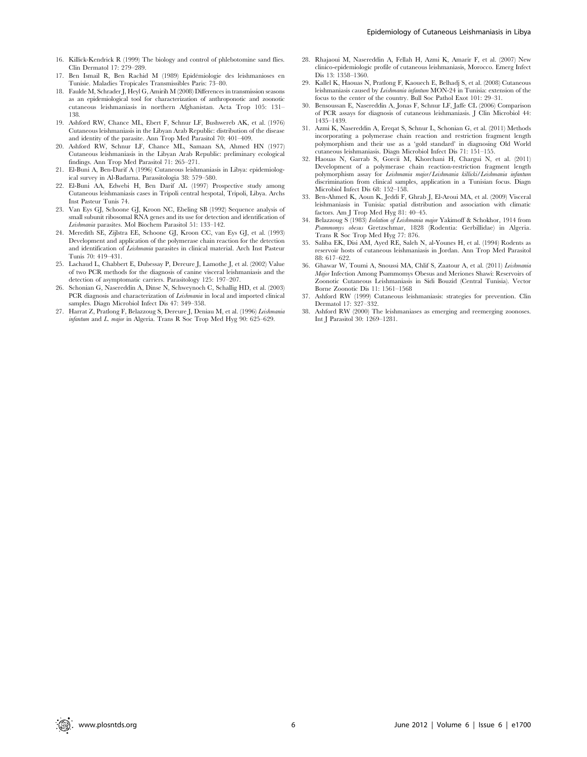16. Killick-Kendrick R (1999) The biology and control of phlebotomine sand flies. Clin Dermatol 17: 279–289.
17. Ben Ismail R, Ben Rachid M (1989) Epidémiologie des leishmanioses en Tunisie. Maladies Tropicales Transmissibles Paris: 73–80.
18. Faulde M, Schrader J, Heyl G, Amirih M (2008) Differences in transmission seasons as an epidemiological tool for characterization of anthroponotic and zoonotic cutaneous leishmaniasis in northern Afghanistan. Acta Trop 105: 131–138.
19. Ashford RW, Chance ML, Ebert F, Schnur LF, Bushwereb AK, et al. (1976) Cutaneous leishmaniasis in the Libyan Arab Republic: distribution of the disease and identity of the parasite. Ann Trop Med Parasitol 70: 401–409.
20. Ashford RW, Schnur LF, Chance ML, Samaan SA, Ahmed HN (1977) Cutaneous leishmaniasis in the Libyan Arab Republic: preliminary ecological findings. Ann Trop Med Parasitol 71: 265–271.
21. El-Buni A, Ben-Darif A (1996) Cutaneous leishmaniasis in Libya: epidemiological survey in Al-Badarna. Parassitologia 38: 579–580.
22. El-Buni AA, Edwebi H, Ben Darif AL (1997) Prospective study among Cutaneous leishmaniasis cases in Tripoli central hespotal, Tripoli, Libya. Archs Inst Pasteur Tunis 74.
23. Van Eys GJ, Schoone GJ, Kroon NC, Ebeling SB (1992) Sequence analysis of small subunit ribosomal RNA genes and its use for detection and identification of *Leishmania* parasites. Mol Biochem Parasitol 51: 133–142.
24. Meredith SE, Zijlstra EE, Schoone GJ, Kroon CC, van Eys GJ, et al. (1993) Development and application of the polymerase chain reaction for the detection and identification of *Leishmania* parasites in clinical material. Arch Inst Pasteur Tunis 70: 419–431.
25. Lachaud L, Chabbert E, Dubessay P, Dereure J, Lamothe J, et al. (2002) Value of two PCR methods for the diagnosis of canine visceral leishmaniasis and the detection of asymptomatic carriers. Parasitology 125: 197–207.
26. Schonian G, Nasereddin A, Dinse N, Schweynoch C, Schallig HD, et al. (2003) PCR diagnosis and characterization of *Leishmania* in local and imported clinical samples. Diagn Microbiol Infect Dis 47: 349–358.
27. Harrat Z, Pratlong F, Belazzoug S, Dereure J, Deniau M, et al. (1996) *Leishmania infantum* and *L. major* in Algeria. Trans R Soc Trop Med Hyg 90: 625–629.
28. Rhajaoui M, Nasereddin A, Fellah H, Azmi K, Amarir F, et al. (2007) New clinico-epidemiologic profile of cutaneous leishmaniasis, Morocco. Emerg Infect Dis 13: 1358–1360.
29. Kallel K, Haouas N, Pratlong F, Kaouech E, Belhadj S, et al. (2008) Cutaneous leishmaniasis caused by *Leishmania infantum* MON-24 in Tunisia: extension of the focus to the center of the country. Bull Soc Pathol Exot 101: 29–31.
30. Bensoussan E, Nasereddin A, Jonas F, Schnur LF, Jaffe CL (2006) Comparison of PCR assays for diagnosis of cutaneous leishmaniasis. J Clin Microbiol 44: 1435–1439.
31. Azmi K, Nasereddin A, Ereqat S, Schnur L, Schonian G, et al. (2011) Methods incorporating a polymerase chain reaction and restriction fragment length polymorphism and their use as a 'gold standard' in diagnosing Old World cutaneous leishmaniasis. Diagn Microbiol Infect Dis 71: 151–155.
32. Haouas N, Garrab S, Gorcii M, Khorchani H, Chargui N, et al. (2011) Development of a polymerase chain reaction-restriction fragment length polymorphism assay for *Leishmania major/Leishmania killicki/Leishmania infantum* discrimination from clinical samples, application in a Tunisian focus. Diagn Microbiol Infect Dis 68: 152–158.
33. Ben-Ahmed K, Aoun K, Jeddi F, Ghrab J, El-Aroui MA, et al. (2009) Visceral leishmaniasis in Tunisia: spatial distribution and association with climatic factors. Am J Trop Med Hyg 81: 40–45.
34. Belazzoug S (1983) *Isolation of Leishmania major* Yakimoff & Schokhor, 1914 from *Psammomys obesus* Gretzschmar, 1828 (Rodentia: Gerbillidae) in Algeria. Trans R Soc Trop Med Hyg 77: 876.
35. Saliba EK, Disi AM, Ayed RE, Saleh N, al-Younes H, et al. (1994) Rodents as reservoir hosts of cutaneous leishmaniasis in Jordan. Ann Trop Med Parasitol 88: 617–622.
36. Ghawar W, Toumi A, Snoussi MA, Chlif S, Zaatour A, et al. (2011) *Leishmania Major* Infection Among Psammomys Obesus and Meriones Shawi: Reservoirs of Zoonotic Cutaneous Leishmaniasis in Sidi Bouzid (Central Tunisia). Vector Borne Zoonotic Dis 11: 1561–1568
37. Ashford RW (1999) Cutaneous leishmaniasis: strategies for prevention. Clin Dermatol 17: 327–332.
38. Ashford RW (2000) The leishmaniases as emerging and reemerging zoonoses. Int J Parasitol 30: 1269–1281.